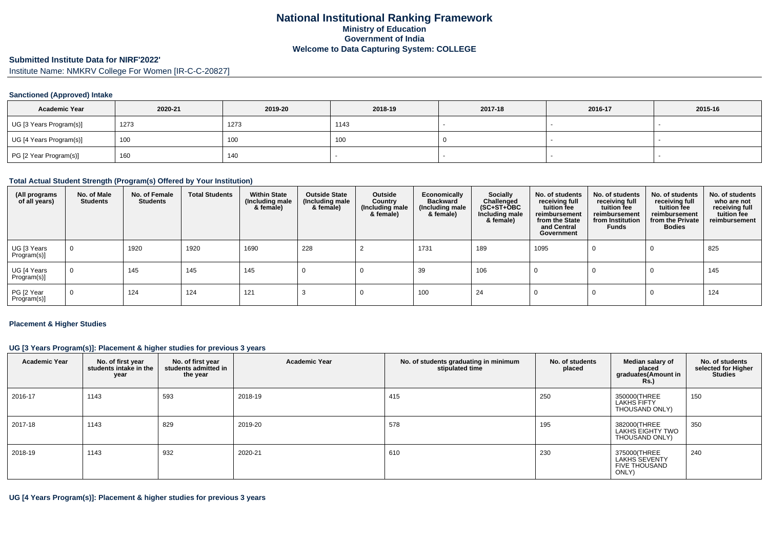# National Institutional Ranking Framework
## Ministry of Education
## Government of India
## Welcome to Data Capturing System: COLLEGE

### Submitted Institute Data for NIRF'2022'

Institute Name: NMKRV College For Women [IR-C-C-20827]

#### Sanctioned (Approved) Intake

| Academic Year | 2020-21 | 2019-20 | 2018-19 | 2017-18 | 2016-17 | 2015-16 |
|---|---|---|---|---|---|---|
| UG [3 Years Program(s)] | 1273 | 1273 | 1143 | - | - | - |
| UG [4 Years Program(s)] | 100 | 100 | 100 | 0 | - | - |
| PG [2 Year Program(s)] | 160 | 140 | - | - | - | - |

#### Total Actual Student Strength (Program(s) Offered by Your Institution)

| (All programs of all years) | No. of Male Students | No. of Female Students | Total Students | Within State (Including male & female) | Outside State (Including male & female) | Outside Country (Including male & female) | Economically Backward (Including male & female) | Socially Challenged (SC+ST+OBC Including male & female) | No. of students receiving full tuition fee reimbursement from the State and Central Government | No. of students receiving full tuition fee reimbursement from Institution Funds | No. of students receiving full tuition fee reimbursement from the Private Bodies | No. of students who are not receiving full tuition fee reimbursement |
|---|---|---|---|---|---|---|---|---|---|---|---|---|
| UG [3 Years Program(s)] | 0 | 1920 | 1920 | 1690 | 228 | 2 | 1731 | 189 | 1095 | 0 | 0 | 825 |
| UG [4 Years Program(s)] | 0 | 145 | 145 | 145 | 0 | 0 | 39 | 106 | 0 | 0 | 0 | 145 |
| PG [2 Year Program(s)] | 0 | 124 | 124 | 121 | 3 | 0 | 100 | 24 | 0 | 0 | 0 | 124 |

#### Placement & Higher Studies

#### UG [3 Years Program(s)]: Placement & higher studies for previous 3 years

| Academic Year | No. of first year students intake in the year | No. of first year students admitted in the year | Academic Year | No. of students graduating in minimum stipulated time | No. of students placed | Median salary of placed graduates(Amount in Rs.) | No. of students selected for Higher Studies |
|---|---|---|---|---|---|---|---|
| 2016-17 | 1143 | 593 | 2018-19 | 415 | 250 | 350000(THREE LAKHS FIFTY THOUSAND ONLY) | 150 |
| 2017-18 | 1143 | 829 | 2019-20 | 578 | 195 | 382000(THREE LAKHS EIGHTY TWO THOUSAND ONLY) | 350 |
| 2018-19 | 1143 | 932 | 2020-21 | 610 | 230 | 375000(THREE LAKHS SEVENTY FIVE THOUSAND ONLY) | 240 |

#### UG [4 Years Program(s)]: Placement & higher studies for previous 3 years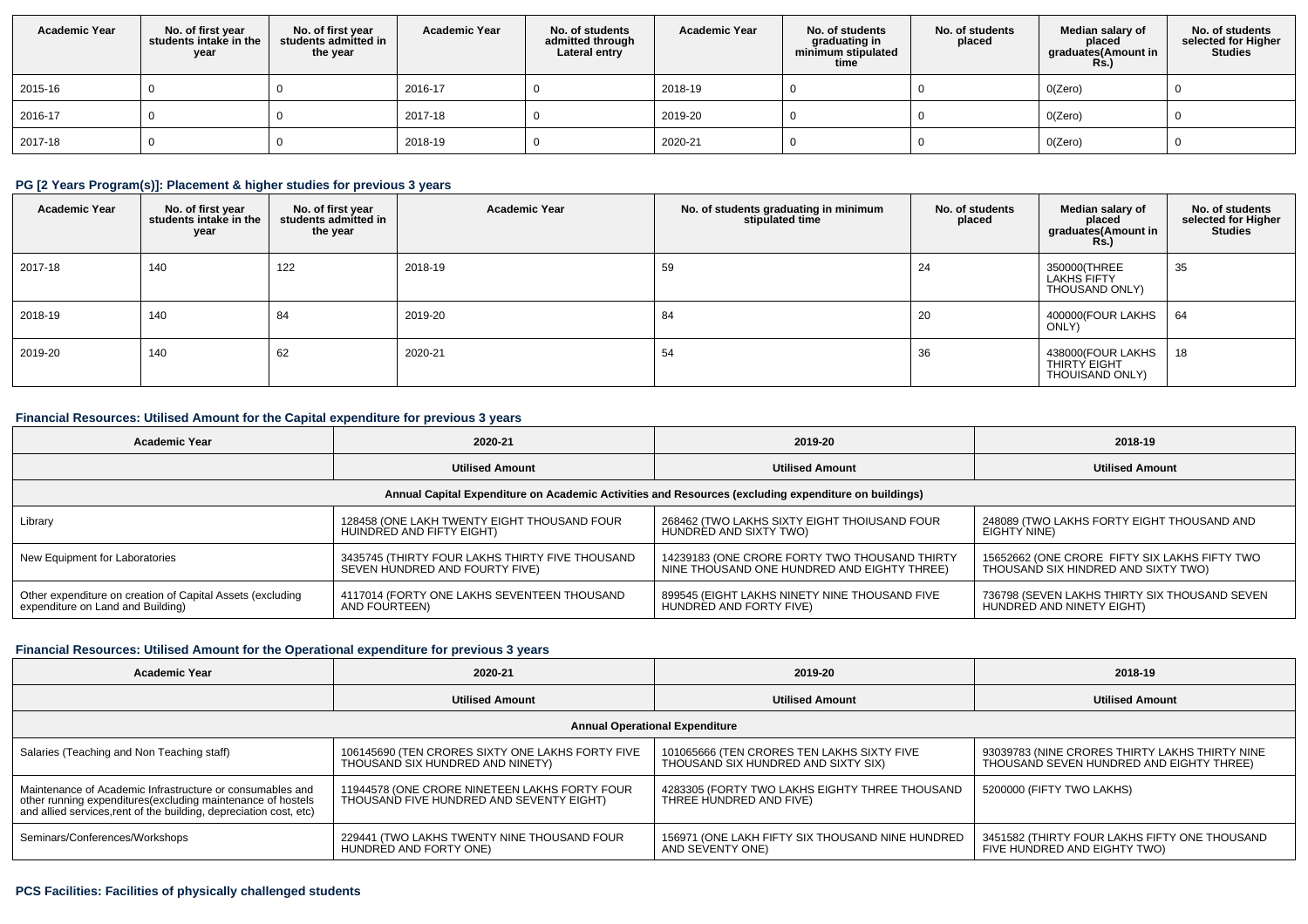| Academic Year | No. of first year students intake in the year | No. of first year students admitted in the year | Academic Year | No. of students admitted through Lateral entry | Academic Year | No. of students graduating in minimum stipulated time | No. of students placed | Median salary of placed graduates(Amount in Rs.) | No. of students selected for Higher Studies |
|---|---|---|---|---|---|---|---|---|---|
| 2015-16 | 0 | 0 | 2016-17 | 0 | 2018-19 | 0 | 0 | 0(Zero) | 0 |
| 2016-17 | 0 | 0 | 2017-18 | 0 | 2019-20 | 0 | 0 | 0(Zero) | 0 |
| 2017-18 | 0 | 0 | 2018-19 | 0 | 2020-21 | 0 | 0 | 0(Zero) | 0 |

### PG [2 Years Program(s)]: Placement & higher studies for previous 3 years

| Academic Year | No. of first year students intake in the year | No. of first year students admitted in the year | Academic Year | No. of students graduating in minimum stipulated time | No. of students placed | Median salary of placed graduates(Amount in Rs.) | No. of students selected for Higher Studies |
|---|---|---|---|---|---|---|---|
| 2017-18 | 140 | 122 | 2018-19 | 59 | 24 | 350000(THREE LAKHS FIFTY THOUSAND ONLY) | 35 |
| 2018-19 | 140 | 84 | 2019-20 | 84 | 20 | 400000(FOUR LAKHS ONLY) | 64 |
| 2019-20 | 140 | 62 | 2020-21 | 54 | 36 | 438000(FOUR LAKHS THIRTY EIGHT THOUISAND ONLY) | 18 |

### Financial Resources: Utilised Amount for the Capital expenditure for previous 3 years

| Academic Year | 2020-21 | 2019-20 | 2018-19 |
|---|---|---|---|
| | Utilised Amount | Utilised Amount | Utilised Amount |
| Annual Capital Expenditure on Academic Activities and Resources (excluding expenditure on buildings) | | | |
| Library | 128458 (ONE LAKH TWENTY EIGHT THOUSAND FOUR HUINDRED AND FIFTY EIGHT) | 268462 (TWO LAKHS SIXTY EIGHT THOIUSAND FOUR HUNDRED AND SIXTY TWO) | 248089 (TWO LAKHS FORTY EIGHT THOUSAND AND EIGHTY NINE) |
| New Equipment for Laboratories | 3435745 (THIRTY FOUR LAKHS THIRTY FIVE THOUSAND SEVEN HUNDRED AND FOURTY FIVE) | 14239183 (ONE CRORE FORTY TWO THOUSAND THIRTY NINE THOUSAND ONE HUNDRED AND EIGHTY THREE) | 15652662 (ONE CRORE FIFTY SIX LAKHS FIFTY TWO THOUSAND SIX HINDRED AND SIXTY TWO) |
| Other expenditure on creation of Capital Assets (excluding expenditure on Land and Building) | 4117014 (FORTY ONE LAKHS SEVENTEEN THOUSAND AND FOURTEEN) | 899545 (EIGHT LAKHS NINETY NINE THOUSAND FIVE HUNDRED AND FORTY FIVE) | 736798 (SEVEN LAKHS THIRTY SIX THOUSAND SEVEN HUNDRED AND NINETY EIGHT) |

### Financial Resources: Utilised Amount for the Operational expenditure for previous 3 years

| Academic Year | 2020-21 | 2019-20 | 2018-19 |
|---|---|---|---|
| | Utilised Amount | Utilised Amount | Utilised Amount |
| Annual Operational Expenditure | | | |
| Salaries (Teaching and Non Teaching staff) | 106145690 (TEN CRORES SIXTY ONE LAKHS FORTY FIVE THOUSAND SIX HUNDRED AND NINETY) | 101065666 (TEN CRORES TEN LAKHS SIXTY FIVE THOUSAND SIX HUNDRED AND SIXTY SIX) | 93039783 (NINE CRORES THIRTY LAKHS THIRTY NINE THOUSAND SEVEN HUNDRED AND EIGHTY THREE) |
| Maintenance of Academic Infrastructure or consumables and other running expenditures(excluding maintenance of hostels and allied services,rent of the building, depreciation cost, etc) | 11944578 (ONE CRORE NINETEEN LAKHS FORTY FOUR THOUSAND FIVE HUNDRED AND SEVENTY EIGHT) | 4283305 (FORTY TWO LAKHS EIGHTY THREE THOUSAND THREE HUNDRED AND FIVE) | 5200000 (FIFTY TWO LAKHS) |
| Seminars/Conferences/Workshops | 229441 (TWO LAKHS TWENTY NINE THOUSAND FOUR HUNDRED AND FORTY ONE) | 156971 (ONE LAKH FIFTY SIX THOUSAND NINE HUNDRED AND SEVENTY ONE) | 3451582 (THIRTY FOUR LAKHS FIFTY ONE THOUSAND FIVE HUNDRED AND EIGHTY TWO) |

### PCS Facilities: Facilities of physically challenged students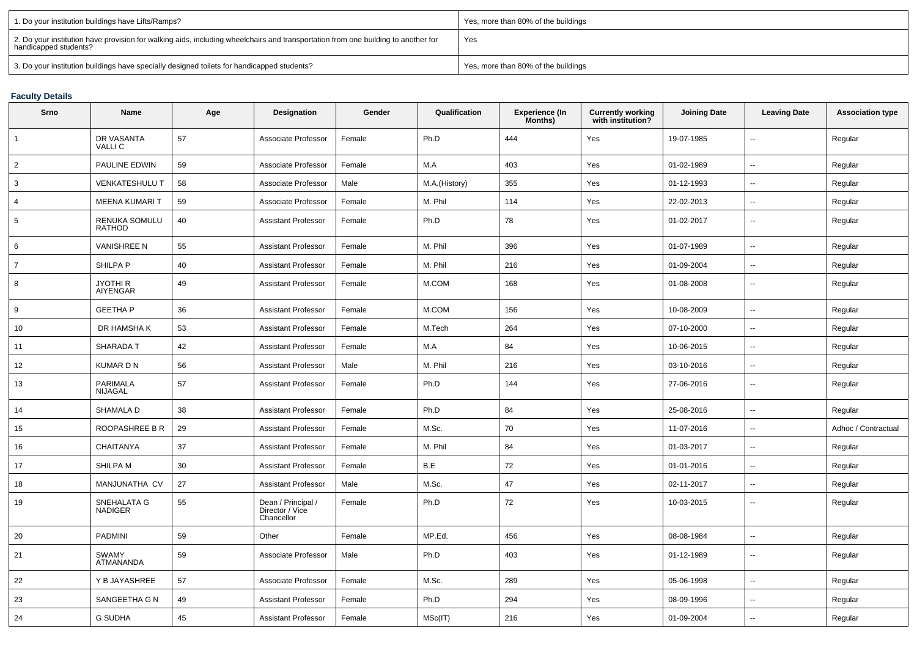| | |
|---|---|
| 1. Do your institution buildings have Lifts/Ramps? | Yes, more than 80% of the buildings |
| 2. Do your institution have provision for walking aids, including wheelchairs and transportation from one building to another for handicapped students? | Yes |
| 3. Do your institution buildings have specially designed toilets for handicapped students? | Yes, more than 80% of the buildings |

### Faculty Details

| Srno | Name | Age | Designation | Gender | Qualification | Experience (In Months) | Currently working with institution? | Joining Date | Leaving Date | Association type |
|---|---|---|---|---|---|---|---|---|---|---|
| 1 | DR VASANTA VALLI C | 57 | Associate Professor | Female | Ph.D | 444 | Yes | 19-07-1985 | -- | Regular |
| 2 | PAULINE EDWIN | 59 | Associate Professor | Female | M.A | 403 | Yes | 01-02-1989 | -- | Regular |
| 3 | VENKATESHULU T | 58 | Associate Professor | Male | M.A.(History) | 355 | Yes | 01-12-1993 | -- | Regular |
| 4 | MEENA KUMARI T | 59 | Associate Professor | Female | M. Phil | 114 | Yes | 22-02-2013 | -- | Regular |
| 5 | RENUKA SOMULU RATHOD | 40 | Assistant Professor | Female | Ph.D | 78 | Yes | 01-02-2017 | -- | Regular |
| 6 | VANISHREE N | 55 | Assistant Professor | Female | M. Phil | 396 | Yes | 01-07-1989 | -- | Regular |
| 7 | SHILPA P | 40 | Assistant Professor | Female | M. Phil | 216 | Yes | 01-09-2004 | -- | Regular |
| 8 | JYOTHI R AIYENGAR | 49 | Assistant Professor | Female | M.COM | 168 | Yes | 01-08-2008 | -- | Regular |
| 9 | GEETHA P | 36 | Assistant Professor | Female | M.COM | 156 | Yes | 10-08-2009 | -- | Regular |
| 10 | DR HAMSHA K | 53 | Assistant Professor | Female | M.Tech | 264 | Yes | 07-10-2000 | -- | Regular |
| 11 | SHARADA T | 42 | Assistant Professor | Female | M.A | 84 | Yes | 10-06-2015 | -- | Regular |
| 12 | KUMAR D N | 56 | Assistant Professor | Male | M. Phil | 216 | Yes | 03-10-2016 | -- | Regular |
| 13 | PARIMALA NIJAGAL | 57 | Assistant Professor | Female | Ph.D | 144 | Yes | 27-06-2016 | -- | Regular |
| 14 | SHAMALA D | 38 | Assistant Professor | Female | Ph.D | 84 | Yes | 25-08-2016 | -- | Regular |
| 15 | ROOPASHREE B R | 29 | Assistant Professor | Female | M.Sc. | 70 | Yes | 11-07-2016 | -- | Adhoc / Contractual |
| 16 | CHAITANYA | 37 | Assistant Professor | Female | M. Phil | 84 | Yes | 01-03-2017 | -- | Regular |
| 17 | SHILPA M | 30 | Assistant Professor | Female | B.E | 72 | Yes | 01-01-2016 | -- | Regular |
| 18 | MANJUNATHA CV | 27 | Assistant Professor | Male | M.Sc. | 47 | Yes | 02-11-2017 | -- | Regular |
| 19 | SNEHALATA G NADIGER | 55 | Dean / Principal / Director / Vice Chancellor | Female | Ph.D | 72 | Yes | 10-03-2015 | -- | Regular |
| 20 | PADMINI | 59 | Other | Female | MP.Ed. | 456 | Yes | 08-08-1984 | -- | Regular |
| 21 | SWAMY ATMANANDA | 59 | Associate Professor | Male | Ph.D | 403 | Yes | 01-12-1989 | -- | Regular |
| 22 | Y B JAYASHREE | 57 | Associate Professor | Female | M.Sc. | 289 | Yes | 05-06-1998 | -- | Regular |
| 23 | SANGEETHA G N | 49 | Assistant Professor | Female | Ph.D | 294 | Yes | 08-09-1996 | -- | Regular |
| 24 | G SUDHA | 45 | Assistant Professor | Female | MSc(IT) | 216 | Yes | 01-09-2004 | -- | Regular |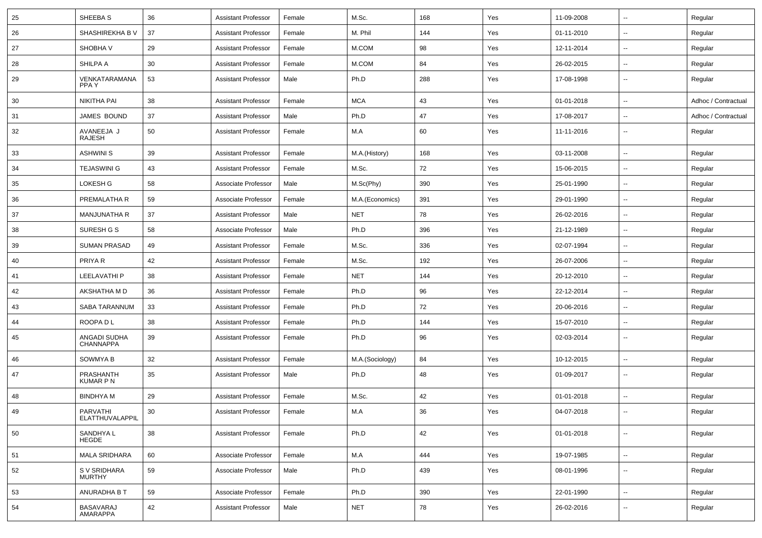| | | | | | | | | | | |
|---|---|---|---|---|---|---|---|---|---|---|
| 25 | SHEEBA S | 36 | Assistant Professor | Female | M.Sc. | 168 | Yes | 11-09-2008 | -- | Regular |
| 26 | SHASHIREKHA B V | 37 | Assistant Professor | Female | M. Phil | 144 | Yes | 01-11-2010 | -- | Regular |
| 27 | SHOBHA V | 29 | Assistant Professor | Female | M.COM | 98 | Yes | 12-11-2014 | -- | Regular |
| 28 | SHILPA A | 30 | Assistant Professor | Female | M.COM | 84 | Yes | 26-02-2015 | -- | Regular |
| 29 | VENKATARAMANA PPA Y | 53 | Assistant Professor | Male | Ph.D | 288 | Yes | 17-08-1998 | -- | Regular |
| 30 | NIKITHA PAI | 38 | Assistant Professor | Female | MCA | 43 | Yes | 01-01-2018 | -- | Adhoc / Contractual |
| 31 | JAMES BOUND | 37 | Assistant Professor | Male | Ph.D | 47 | Yes | 17-08-2017 | -- | Adhoc / Contractual |
| 32 | AVANEEJA J RAJESH | 50 | Assistant Professor | Female | M.A | 60 | Yes | 11-11-2016 | -- | Regular |
| 33 | ASHWINI S | 39 | Assistant Professor | Female | M.A.(History) | 168 | Yes | 03-11-2008 | -- | Regular |
| 34 | TEJASWINI G | 43 | Assistant Professor | Female | M.Sc. | 72 | Yes | 15-06-2015 | -- | Regular |
| 35 | LOKESH G | 58 | Associate Professor | Male | M.Sc(Phy) | 390 | Yes | 25-01-1990 | -- | Regular |
| 36 | PREMALATHA R | 59 | Associate Professor | Female | M.A.(Economics) | 391 | Yes | 29-01-1990 | -- | Regular |
| 37 | MANJUNATHA R | 37 | Assistant Professor | Male | NET | 78 | Yes | 26-02-2016 | -- | Regular |
| 38 | SURESH G S | 58 | Associate Professor | Male | Ph.D | 396 | Yes | 21-12-1989 | -- | Regular |
| 39 | SUMAN PRASAD | 49 | Assistant Professor | Female | M.Sc. | 336 | Yes | 02-07-1994 | -- | Regular |
| 40 | PRIYA R | 42 | Assistant Professor | Female | M.Sc. | 192 | Yes | 26-07-2006 | -- | Regular |
| 41 | LEELAVATHI P | 38 | Assistant Professor | Female | NET | 144 | Yes | 20-12-2010 | -- | Regular |
| 42 | AKSHATHA M D | 36 | Assistant Professor | Female | Ph.D | 96 | Yes | 22-12-2014 | -- | Regular |
| 43 | SABA TARANNUM | 33 | Assistant Professor | Female | Ph.D | 72 | Yes | 20-06-2016 | -- | Regular |
| 44 | ROOPA D L | 38 | Assistant Professor | Female | Ph.D | 144 | Yes | 15-07-2010 | -- | Regular |
| 45 | ANGADI SUDHA CHANNAPPA | 39 | Assistant Professor | Female | Ph.D | 96 | Yes | 02-03-2014 | -- | Regular |
| 46 | SOWMYA B | 32 | Assistant Professor | Female | M.A.(Sociology) | 84 | Yes | 10-12-2015 | -- | Regular |
| 47 | PRASHANTH KUMAR P N | 35 | Assistant Professor | Male | Ph.D | 48 | Yes | 01-09-2017 | -- | Regular |
| 48 | BINDHYA M | 29 | Assistant Professor | Female | M.Sc. | 42 | Yes | 01-01-2018 | -- | Regular |
| 49 | PARVATHI ELATTHUVALAPPIL | 30 | Assistant Professor | Female | M.A | 36 | Yes | 04-07-2018 | -- | Regular |
| 50 | SANDHYA L HEGDE | 38 | Assistant Professor | Female | Ph.D | 42 | Yes | 01-01-2018 | -- | Regular |
| 51 | MALA SRIDHARA | 60 | Associate Professor | Female | M.A | 444 | Yes | 19-07-1985 | -- | Regular |
| 52 | S V SRIDHARA MURTHY | 59 | Associate Professor | Male | Ph.D | 439 | Yes | 08-01-1996 | -- | Regular |
| 53 | ANURADHA B T | 59 | Associate Professor | Female | Ph.D | 390 | Yes | 22-01-1990 | -- | Regular |
| 54 | BASAVARAJ AMARAPPA | 42 | Assistant Professor | Male | NET | 78 | Yes | 26-02-2016 | -- | Regular |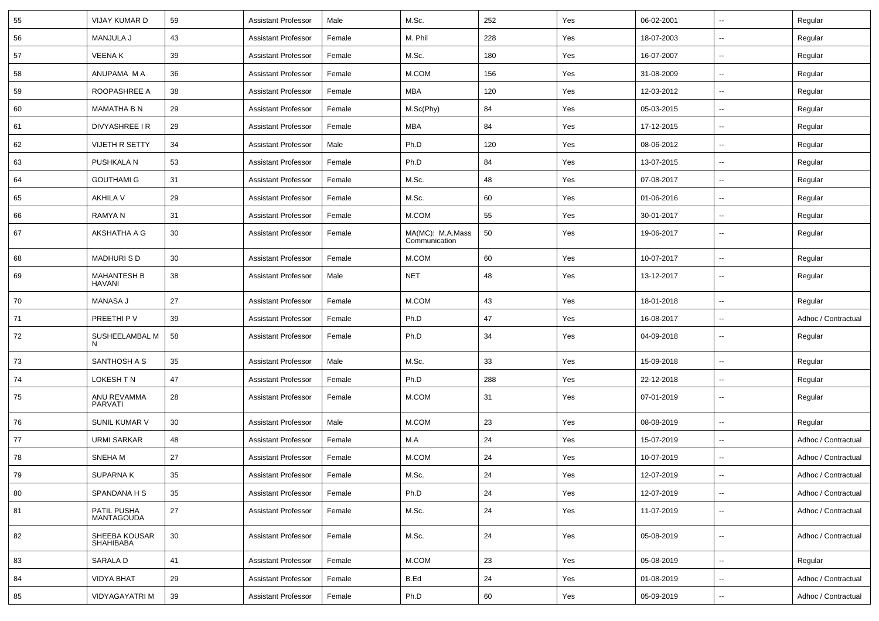| 55 | VIJAY KUMAR D | 59 | Assistant Professor | Male | M.Sc. | 252 | Yes | 06-02-2001 | -- | Regular |
|---|---|---|---|---|---|---|---|---|---|---|
| 56 | MANJULA J | 43 | Assistant Professor | Female | M. Phil | 228 | Yes | 18-07-2003 | -- | Regular |
| 57 | VEENA K | 39 | Assistant Professor | Female | M.Sc. | 180 | Yes | 16-07-2007 | -- | Regular |
| 58 | ANUPAMA M A | 36 | Assistant Professor | Female | M.COM | 156 | Yes | 31-08-2009 | -- | Regular |
| 59 | ROOPASHREE A | 38 | Assistant Professor | Female | MBA | 120 | Yes | 12-03-2012 | -- | Regular |
| 60 | MAMATHA B N | 29 | Assistant Professor | Female | M.Sc(Phy) | 84 | Yes | 05-03-2015 | -- | Regular |
| 61 | DIVYASHREE I R | 29 | Assistant Professor | Female | MBA | 84 | Yes | 17-12-2015 | -- | Regular |
| 62 | VIJETH R SETTY | 34 | Assistant Professor | Male | Ph.D | 120 | Yes | 08-06-2012 | -- | Regular |
| 63 | PUSHKALA N | 53 | Assistant Professor | Female | Ph.D | 84 | Yes | 13-07-2015 | -- | Regular |
| 64 | GOUTHAMI G | 31 | Assistant Professor | Female | M.Sc. | 48 | Yes | 07-08-2017 | -- | Regular |
| 65 | AKHILA V | 29 | Assistant Professor | Female | M.Sc. | 60 | Yes | 01-06-2016 | -- | Regular |
| 66 | RAMYA N | 31 | Assistant Professor | Female | M.COM | 55 | Yes | 30-01-2017 | -- | Regular |
| 67 | AKSHATHA A G | 30 | Assistant Professor | Female | MA(MC): M.A.Mass Communication | 50 | Yes | 19-06-2017 | -- | Regular |
| 68 | MADHURI S D | 30 | Assistant Professor | Female | M.COM | 60 | Yes | 10-07-2017 | -- | Regular |
| 69 | MAHANTESH B HAVANI | 38 | Assistant Professor | Male | NET | 48 | Yes | 13-12-2017 | -- | Regular |
| 70 | MANASA J | 27 | Assistant Professor | Female | M.COM | 43 | Yes | 18-01-2018 | -- | Regular |
| 71 | PREETHI P V | 39 | Assistant Professor | Female | Ph.D | 47 | Yes | 16-08-2017 | -- | Adhoc / Contractual |
| 72 | SUSHEELAMBAL M N | 58 | Assistant Professor | Female | Ph.D | 34 | Yes | 04-09-2018 | -- | Regular |
| 73 | SANTHOSH A S | 35 | Assistant Professor | Male | M.Sc. | 33 | Yes | 15-09-2018 | -- | Regular |
| 74 | LOKESH T N | 47 | Assistant Professor | Female | Ph.D | 288 | Yes | 22-12-2018 | -- | Regular |
| 75 | ANU REVAMMA PARVATI | 28 | Assistant Professor | Female | M.COM | 31 | Yes | 07-01-2019 | -- | Regular |
| 76 | SUNIL KUMAR V | 30 | Assistant Professor | Male | M.COM | 23 | Yes | 08-08-2019 | -- | Regular |
| 77 | URMI SARKAR | 48 | Assistant Professor | Female | M.A | 24 | Yes | 15-07-2019 | -- | Adhoc / Contractual |
| 78 | SNEHA M | 27 | Assistant Professor | Female | M.COM | 24 | Yes | 10-07-2019 | -- | Adhoc / Contractual |
| 79 | SUPARNA K | 35 | Assistant Professor | Female | M.Sc. | 24 | Yes | 12-07-2019 | -- | Adhoc / Contractual |
| 80 | SPANDANA H S | 35 | Assistant Professor | Female | Ph.D | 24 | Yes | 12-07-2019 | -- | Adhoc / Contractual |
| 81 | PATIL PUSHA MANTAGOUDA | 27 | Assistant Professor | Female | M.Sc. | 24 | Yes | 11-07-2019 | -- | Adhoc / Contractual |
| 82 | SHEEBA KOUSAR SHAHIBABA | 30 | Assistant Professor | Female | M.Sc. | 24 | Yes | 05-08-2019 | -- | Adhoc / Contractual |
| 83 | SARALA D | 41 | Assistant Professor | Female | M.COM | 23 | Yes | 05-08-2019 | -- | Regular |
| 84 | VIDYA BHAT | 29 | Assistant Professor | Female | B.Ed | 24 | Yes | 01-08-2019 | -- | Adhoc / Contractual |
| 85 | VIDYAGAYATRI M | 39 | Assistant Professor | Female | Ph.D | 60 | Yes | 05-09-2019 | -- | Adhoc / Contractual |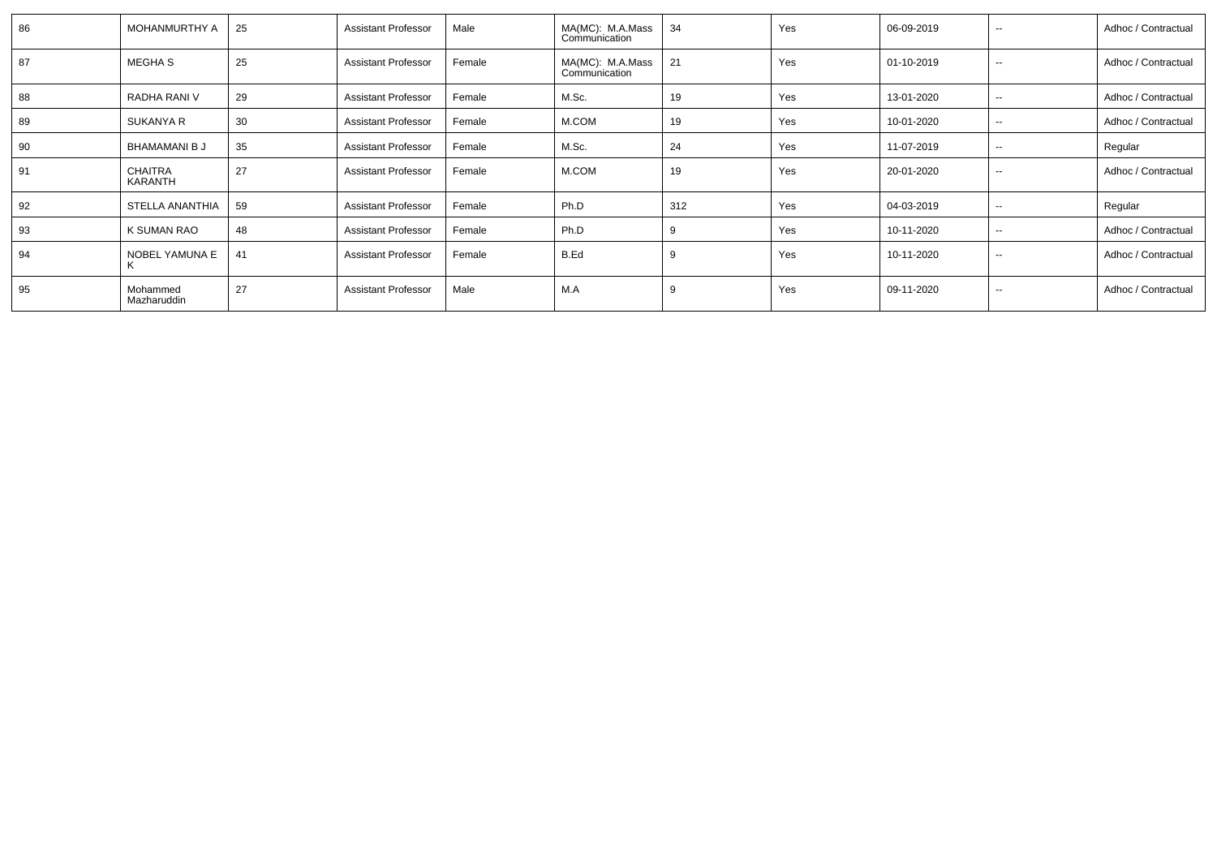| | | | | | | | | | | |
|---|---|---|---|---|---|---|---|---|---|---|
| 86 | MOHANMURTHY A | 25 | Assistant Professor | Male | MA(MC): M.A.Mass Communication | 34 | Yes | 06-09-2019 | -- | Adhoc / Contractual |
| 87 | MEGHA S | 25 | Assistant Professor | Female | MA(MC): M.A.Mass Communication | 21 | Yes | 01-10-2019 | -- | Adhoc / Contractual |
| 88 | RADHA RANI V | 29 | Assistant Professor | Female | M.Sc. | 19 | Yes | 13-01-2020 | -- | Adhoc / Contractual |
| 89 | SUKANYA R | 30 | Assistant Professor | Female | M.COM | 19 | Yes | 10-01-2020 | -- | Adhoc / Contractual |
| 90 | BHAMAMANI B J | 35 | Assistant Professor | Female | M.Sc. | 24 | Yes | 11-07-2019 | -- | Regular |
| 91 | CHAITRA KARANTH | 27 | Assistant Professor | Female | M.COM | 19 | Yes | 20-01-2020 | -- | Adhoc / Contractual |
| 92 | STELLA ANANTHIA | 59 | Assistant Professor | Female | Ph.D | 312 | Yes | 04-03-2019 | -- | Regular |
| 93 | K SUMAN RAO | 48 | Assistant Professor | Female | Ph.D | 9 | Yes | 10-11-2020 | -- | Adhoc / Contractual |
| 94 | NOBEL YAMUNA E K | 41 | Assistant Professor | Female | B.Ed | 9 | Yes | 10-11-2020 | -- | Adhoc / Contractual |
| 95 | Mohammed Mazharuddin | 27 | Assistant Professor | Male | M.A | 9 | Yes | 09-11-2020 | -- | Adhoc / Contractual |